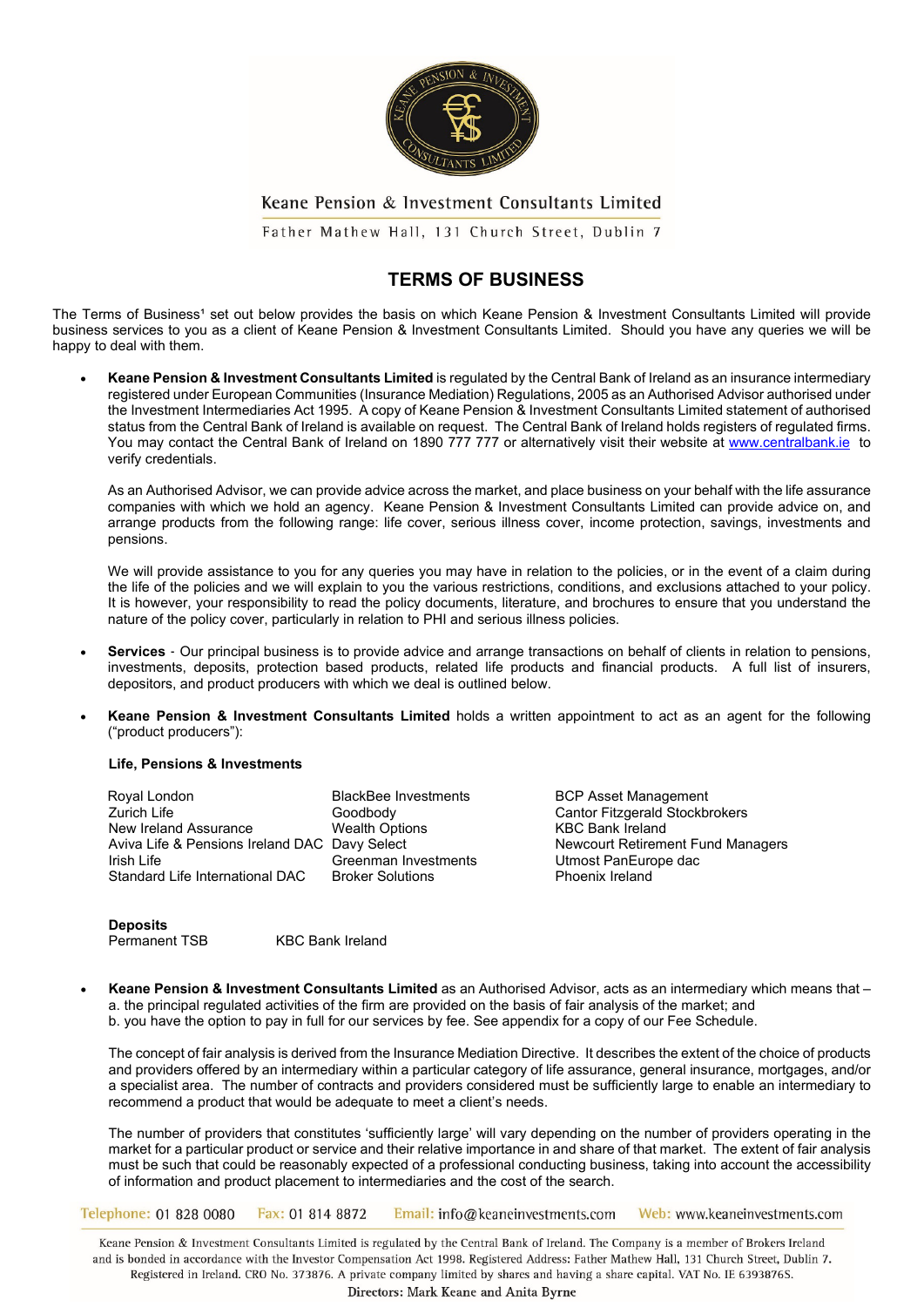Keane Pension & Investment Consultants Limited

Father Mathew Hall, 131 Church Street, Dublin 7

# TERMS OF BUSINESS

The Terms of Business[1] set out below provides the basis on which Keane Pension & Investment Consultants Limited will provide business services to you as a client of Keane Pension & Investment Consultants Limited. Should you have any queries we will be happy to deal with them.

- **Keane Pension & Investment Consultants Limited** is regulated by the Central Bank of Ireland as an insurance intermediary registered under European Communities (Insurance Mediation) Regulations, 2005 as an Authorised Advisor authorised under the Investment Intermediaries Act 1995. A copy of Keane Pension & Investment Consultants Limited statement of authorised status from the Central Bank of Ireland is available on request. The Central Bank of Ireland holds registers of regulated firms. You may contact the Central Bank of Ireland on 1890 777 777 or alternatively visit their website at www.centralbank.ie to verify credentials.

  As an Authorised Advisor, we can provide advice across the market, and place business on your behalf with the life assurance companies with which we hold an agency. Keane Pension & Investment Consultants Limited can provide advice on, and arrange products from the following range: life cover, serious illness cover, income protection, savings, investments and pensions.

  We will provide assistance to you for any queries you may have in relation to the policies, or in the event of a claim during the life of the policies and we will explain to you the various restrictions, conditions, and exclusions attached to your policy. It is however, your responsibility to read the policy documents, literature, and brochures to ensure that you understand the nature of the policy cover, particularly in relation to PHI and serious illness policies.

- **Services** - Our principal business is to provide advice and arrange transactions on behalf of clients in relation to pensions, investments, deposits, protection based products, related life products and financial products. A full list of insurers, depositors, and product producers with which we deal is outlined below.

- **Keane Pension & Investment Consultants Limited** holds a written appointment to act as an agent for the following ("product producers"):

  **Life, Pensions & Investments**

  | | | |
  |---|---|---|
  | Royal London | BlackBee Investments | BCP Asset Management |
  | Zurich Life | Goodbody | Cantor Fitzgerald Stockbrokers |
  | New Ireland Assurance | Wealth Options | KBC Bank Ireland |
  | Aviva Life & Pensions Ireland DAC | Davy Select | Newcourt Retirement Fund Managers |
  | Irish Life | Greenman Investments | Utmost PanEurope dac |
  | Standard Life International DAC | Broker Solutions | Phoenix Ireland |

  **Deposits**

  | | |
  |---|---|
  | Permanent TSB | KBC Bank Ireland |

- **Keane Pension & Investment Consultants Limited** as an Authorised Advisor, acts as an intermediary which means that –
  a. the principal regulated activities of the firm are provided on the basis of fair analysis of the market; and
  b. you have the option to pay in full for our services by fee. See appendix for a copy of our Fee Schedule.

  The concept of fair analysis is derived from the Insurance Mediation Directive. It describes the extent of the choice of products and providers offered by an intermediary within a particular category of life assurance, general insurance, mortgages, and/or a specialist area. The number of contracts and providers considered must be sufficiently large to enable an intermediary to recommend a product that would be adequate to meet a client's needs.

  The number of providers that constitutes 'sufficiently large' will vary depending on the number of providers operating in the market for a particular product or service and their relative importance in and share of that market. The extent of fair analysis must be such that could be reasonably expected of a professional conducting business, taking into account the accessibility of information and product placement to intermediaries and the cost of the search.

Telephone: 01 828 0080 Fax: 01 814 8872 Email: info@keaneinvestments.com Web: www.keaneinvestments.com

Keane Pension & Investment Consultants Limited is regulated by the Central Bank of Ireland. The Company is a member of Brokers Ireland and is bonded in accordance with the Investor Compensation Act 1998. Registered Address: Father Mathew Hall, 131 Church Street, Dublin 7. Registered in Ireland. CRO No. 373876. A private company limited by shares and having a share capital. VAT No. IE 6393876S.

Directors: Mark Keane and Anita Byrne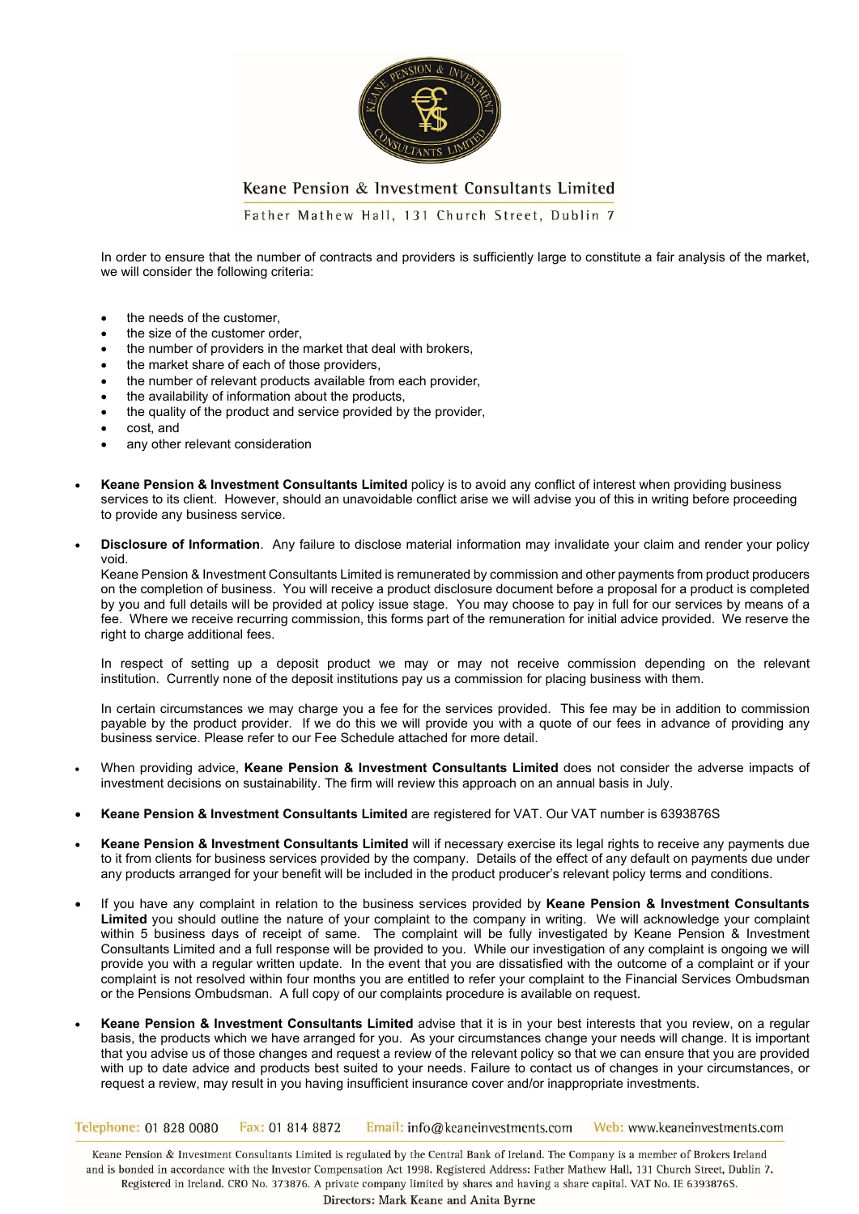In order to ensure that the number of contracts and providers is sufficiently large to constitute a fair analysis of the market, we will consider the following criteria:

- the needs of the customer,
- the size of the customer order,
- the number of providers in the market that deal with brokers,
- the market share of each of those providers,
- the number of relevant products available from each provider,
- the availability of information about the products,
- the quality of the product and service provided by the provider,
- cost, and
- any other relevant consideration

- **Keane Pension & Investment Consultants Limited** policy is to avoid any conflict of interest when providing business services to its client. However, should an unavoidable conflict arise we will advise you of this in writing before proceeding to provide any business service.

- **Disclosure of Information**. Any failure to disclose material information may invalidate your claim and render your policy void.
  Keane Pension & Investment Consultants Limited is remunerated by commission and other payments from product producers on the completion of business. You will receive a product disclosure document before a proposal for a product is completed by you and full details will be provided at policy issue stage. You may choose to pay in full for our services by means of a fee. Where we receive recurring commission, this forms part of the remuneration for initial advice provided. We reserve the right to charge additional fees.

  In respect of setting up a deposit product we may or may not receive commission depending on the relevant institution. Currently none of the deposit institutions pay us a commission for placing business with them.

  In certain circumstances we may charge you a fee for the services provided. This fee may be in addition to commission payable by the product provider. If we do this we will provide you with a quote of our fees in advance of providing any business service. Please refer to our Fee Schedule attached for more detail.

- When providing advice, **Keane Pension & Investment Consultants Limited** does not consider the adverse impacts of investment decisions on sustainability. The firm will review this approach on an annual basis in July.

- **Keane Pension & Investment Consultants Limited** are registered for VAT. Our VAT number is 6393876S

- **Keane Pension & Investment Consultants Limited** will if necessary exercise its legal rights to receive any payments due to it from clients for business services provided by the company. Details of the effect of any default on payments due under any products arranged for your benefit will be included in the product producer's relevant policy terms and conditions.

- If you have any complaint in relation to the business services provided by **Keane Pension & Investment Consultants Limited** you should outline the nature of your complaint to the company in writing. We will acknowledge your complaint within 5 business days of receipt of same. The complaint will be fully investigated by Keane Pension & Investment Consultants Limited and a full response will be provided to you. While our investigation of any complaint is ongoing we will provide you with a regular written update. In the event that you are dissatisfied with the outcome of a complaint or if your complaint is not resolved within four months you are entitled to refer your complaint to the Financial Services Ombudsman or the Pensions Ombudsman. A full copy of our complaints procedure is available on request.

- **Keane Pension & Investment Consultants Limited** advise that it is in your best interests that you review, on a regular basis, the products which we have arranged for you. As your circumstances change your needs will change. It is important that you advise us of those changes and request a review of the relevant policy so that we can ensure that you are provided with up to date advice and products best suited to your needs. Failure to contact us of changes in your circumstances, or request a review, may result in you having insufficient insurance cover and/or inappropriate investments.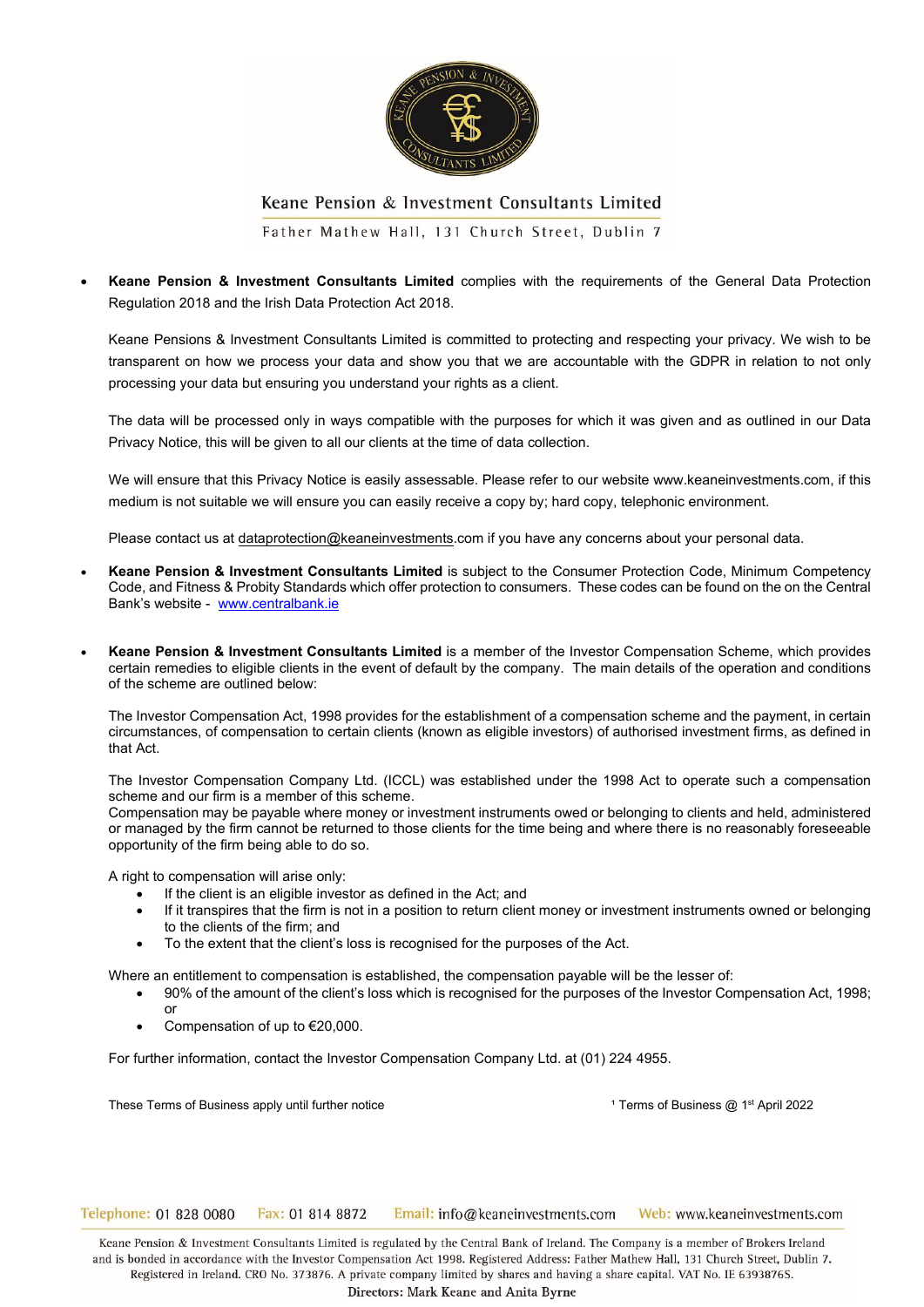Keane Pension & Investment Consultants Limited

Father Mathew Hall, 131 Church Street, Dublin 7

- **Keane Pension & Investment Consultants Limited** complies with the requirements of the General Data Protection Regulation 2018 and the Irish Data Protection Act 2018.

  Keane Pensions & Investment Consultants Limited is committed to protecting and respecting your privacy. We wish to be transparent on how we process your data and show you that we are accountable with the GDPR in relation to not only processing your data but ensuring you understand your rights as a client.

  The data will be processed only in ways compatible with the purposes for which it was given and as outlined in our Data Privacy Notice, this will be given to all our clients at the time of data collection.

  We will ensure that this Privacy Notice is easily assessable. Please refer to our website www.keaneinvestments.com, if this medium is not suitable we will ensure you can easily receive a copy by; hard copy, telephonic environment.

  Please contact us at dataprotection@keaneinvestments.com if you have any concerns about your personal data.

- **Keane Pension & Investment Consultants Limited** is subject to the Consumer Protection Code, Minimum Competency Code, and Fitness & Probity Standards which offer protection to consumers. These codes can be found on the on the Central Bank's website - www.centralbank.ie

- **Keane Pension & Investment Consultants Limited** is a member of the Investor Compensation Scheme, which provides certain remedies to eligible clients in the event of default by the company. The main details of the operation and conditions of the scheme are outlined below:

  The Investor Compensation Act, 1998 provides for the establishment of a compensation scheme and the payment, in certain circumstances, of compensation to certain clients (known as eligible investors) of authorised investment firms, as defined in that Act.

  The Investor Compensation Company Ltd. (ICCL) was established under the 1998 Act to operate such a compensation scheme and our firm is a member of this scheme.
  Compensation may be payable where money or investment instruments owed or belonging to clients and held, administered or managed by the firm cannot be returned to those clients for the time being and where there is no reasonably foreseeable opportunity of the firm being able to do so.

  A right to compensation will arise only:
  - If the client is an eligible investor as defined in the Act; and
  - If it transpires that the firm is not in a position to return client money or investment instruments owned or belonging to the clients of the firm; and
  - To the extent that the client's loss is recognised for the purposes of the Act.

  Where an entitlement to compensation is established, the compensation payable will be the lesser of:
  - 90% of the amount of the client's loss which is recognised for the purposes of the Investor Compensation Act, 1998; or
  - Compensation of up to €20,000.

  For further information, contact the Investor Compensation Company Ltd. at (01) 224 4955.

These Terms of Business apply until further notice

[1] Terms of Business @ 1st April 2022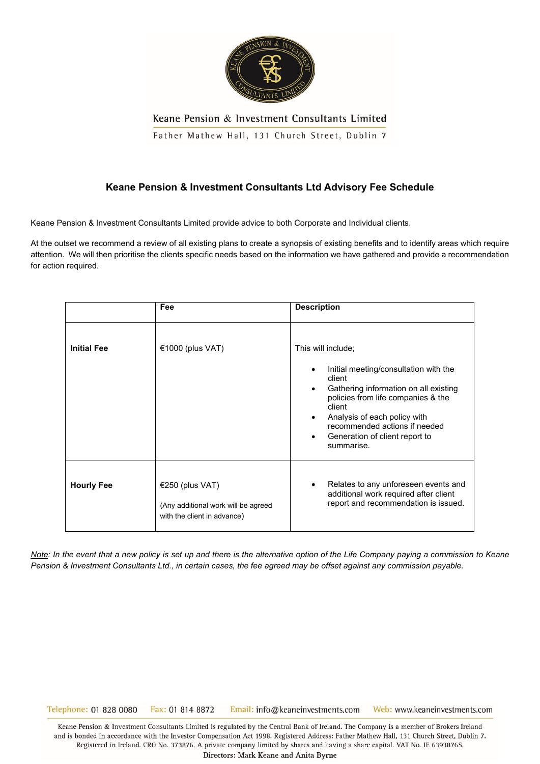Keane Pension & Investment Consultants Limited

Father Mathew Hall, 131 Church Street, Dublin 7

## Keane Pension & Investment Consultants Ltd Advisory Fee Schedule

Keane Pension & Investment Consultants Limited provide advice to both Corporate and Individual clients.

At the outset we recommend a review of all existing plans to create a synopsis of existing benefits and to identify areas which require attention. We will then prioritise the clients specific needs based on the information we have gathered and provide a recommendation for action required.

| | **Fee** | **Description** |
|---|---|---|
| **Initial Fee** | €1000 (plus VAT) | This will include; <br>• Initial meeting/consultation with the client<br>• Gathering information on all existing policies from life companies & the client<br>• Analysis of each policy with recommended actions if needed<br>• Generation of client report to summarise. |
| **Hourly Fee** | €250 (plus VAT)<br><br>(Any additional work will be agreed with the client in advance) | • Relates to any unforeseen events and additional work required after client report and recommendation is issued. |

*Note: In the event that a new policy is set up and there is the alternative option of the Life Company paying a commission to Keane Pension & Investment Consultants Ltd., in certain cases, the fee agreed may be offset against any commission payable.*

Telephone: 01 828 0080 Fax: 01 814 8872 Email: info@keaneinvestments.com Web: www.keaneinvestments.com

Keane Pension & Investment Consultants Limited is regulated by the Central Bank of Ireland. The Company is a member of Brokers Ireland and is bonded in accordance with the Investor Compensation Act 1998. Registered Address: Father Mathew Hall, 131 Church Street, Dublin 7. Registered in Ireland. CRO No. 373876. A private company limited by shares and having a share capital. VAT No. IE 6393876S.

Directors: Mark Keane and Anita Byrne